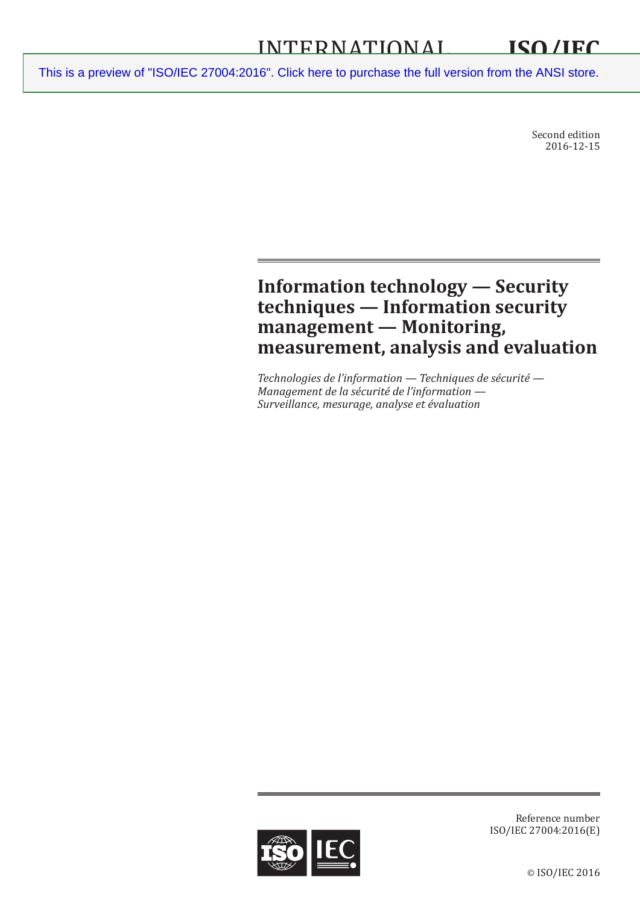INTERNATIONAL STANDARD

# ISO/IEC 27004

This is a preview of "ISO/IEC 27004:2016". Click here to purchase the full version from the ANSI store.

Second edition
2016-12-15

# Information technology — Security techniques — Information security management — Monitoring, measurement, analysis and evaluation

*Technologies de l'information — Techniques de sécurité — Management de la sécurité de l'information — Surveillance, mesurage, analyse et évaluation*

Reference number
ISO/IEC 27004:2016(E)

© ISO/IEC 2016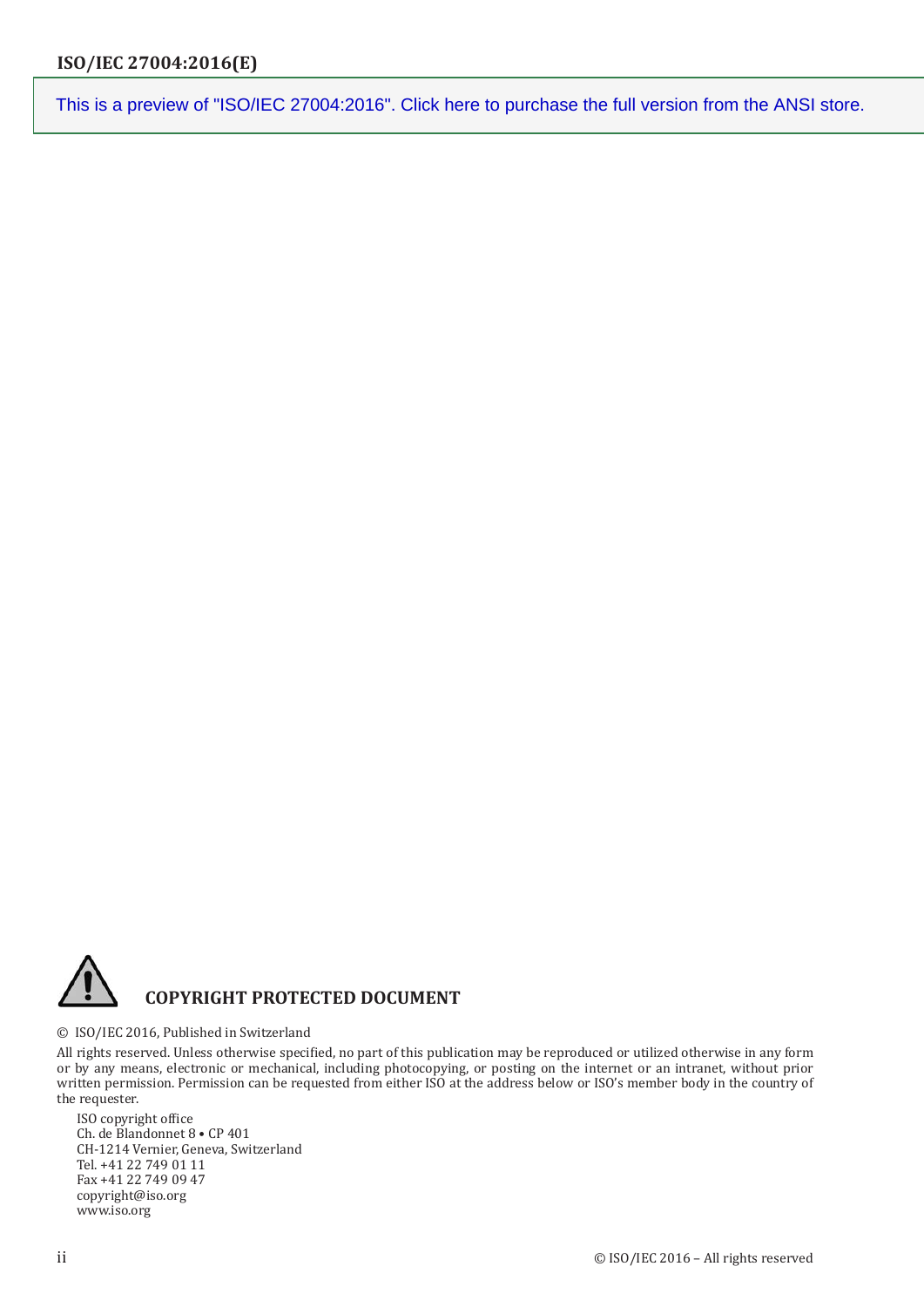This is a preview of "ISO/IEC 27004:2016". Click here to purchase the full version from the ANSI store.

**COPYRIGHT PROTECTED DOCUMENT**

© ISO/IEC 2016, Published in Switzerland

All rights reserved. Unless otherwise specified, no part of this publication may be reproduced or utilized otherwise in any form or by any means, electronic or mechanical, including photocopying, or posting on the internet or an intranet, without prior written permission. Permission can be requested from either ISO at the address below or ISO's member body in the country of the requester.

ISO copyright office
Ch. de Blandonnet 8 • CP 401
CH-1214 Vernier, Geneva, Switzerland
Tel. +41 22 749 01 11
Fax +41 22 749 09 47
copyright@iso.org
www.iso.org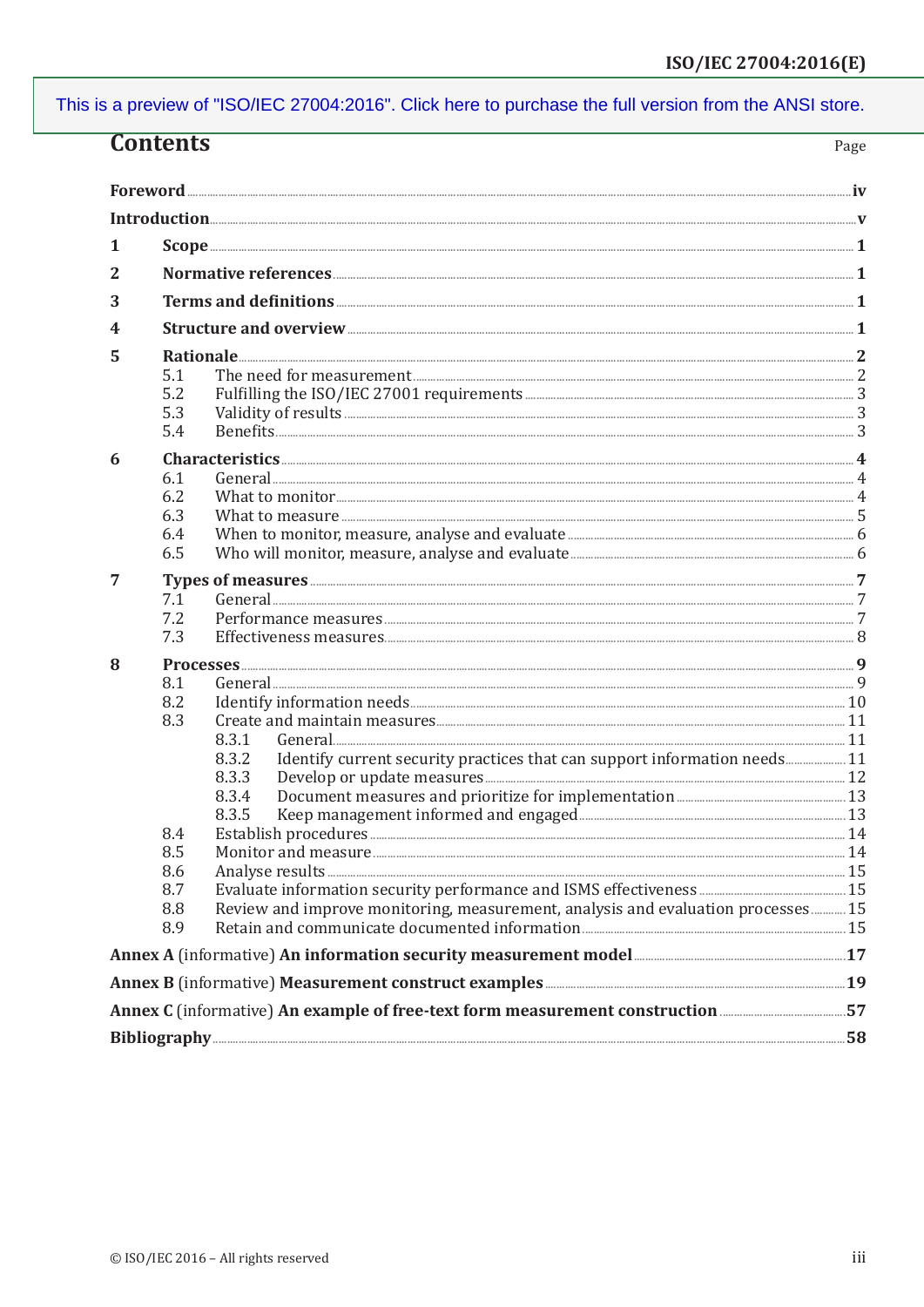# Contents

Page

**Foreword** .......... **iv**

**Introduction** .......... **v**

**1 Scope** .......... **1**

**2 Normative references** .......... **1**

**3 Terms and definitions** .......... **1**

**4 Structure and overview** .......... **1**

**5 Rationale** .......... **2**

- 5.1 The need for measurement .......... 2
- 5.2 Fulfilling the ISO/IEC 27001 requirements .......... 3
- 5.3 Validity of results .......... 3
- 5.4 Benefits .......... 3

**6 Characteristics** .......... **4**

- 6.1 General .......... 4
- 6.2 What to monitor .......... 4
- 6.3 What to measure .......... 5
- 6.4 When to monitor, measure, analyse and evaluate .......... 6
- 6.5 Who will monitor, measure, analyse and evaluate .......... 6

**7 Types of measures** .......... **7**

- 7.1 General .......... 7
- 7.2 Performance measures .......... 7
- 7.3 Effectiveness measures .......... 8

**8 Processes** .......... **9**

- 8.1 General .......... 9
- 8.2 Identify information needs .......... 10
- 8.3 Create and maintain measures .......... 11
  - 8.3.1 General .......... 11
  - 8.3.2 Identify current security practices that can support information needs .......... 11
  - 8.3.3 Develop or update measures .......... 12
  - 8.3.4 Document measures and prioritize for implementation .......... 13
  - 8.3.5 Keep management informed and engaged .......... 13
- 8.4 Establish procedures .......... 14
- 8.5 Monitor and measure .......... 14
- 8.6 Analyse results .......... 15
- 8.7 Evaluate information security performance and ISMS effectiveness .......... 15
- 8.8 Review and improve monitoring, measurement, analysis and evaluation processes .......... 15
- 8.9 Retain and communicate documented information .......... 15

**Annex A** (informative) **An information security measurement model** .......... **17**

**Annex B** (informative) **Measurement construct examples** .......... **19**

**Annex C** (informative) **An example of free-text form measurement construction** .......... **57**

**Bibliography** .......... **58**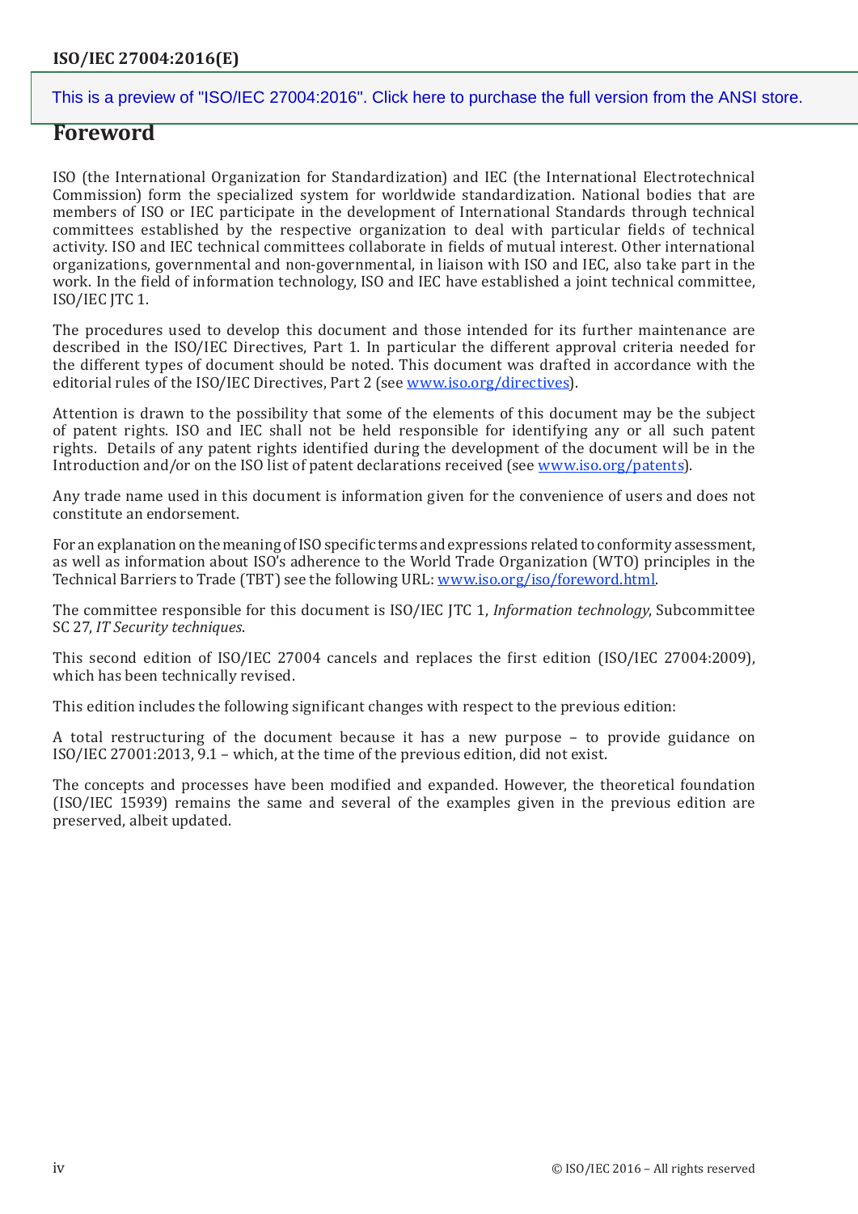# Foreword

ISO (the International Organization for Standardization) and IEC (the International Electrotechnical Commission) form the specialized system for worldwide standardization. National bodies that are members of ISO or IEC participate in the development of International Standards through technical committees established by the respective organization to deal with particular fields of technical activity. ISO and IEC technical committees collaborate in fields of mutual interest. Other international organizations, governmental and non-governmental, in liaison with ISO and IEC, also take part in the work. In the field of information technology, ISO and IEC have established a joint technical committee, ISO/IEC JTC 1.

The procedures used to develop this document and those intended for its further maintenance are described in the ISO/IEC Directives, Part 1. In particular the different approval criteria needed for the different types of document should be noted. This document was drafted in accordance with the editorial rules of the ISO/IEC Directives, Part 2 (see www.iso.org/directives).

Attention is drawn to the possibility that some of the elements of this document may be the subject of patent rights. ISO and IEC shall not be held responsible for identifying any or all such patent rights. Details of any patent rights identified during the development of the document will be in the Introduction and/or on the ISO list of patent declarations received (see www.iso.org/patents).

Any trade name used in this document is information given for the convenience of users and does not constitute an endorsement.

For an explanation on the meaning of ISO specific terms and expressions related to conformity assessment, as well as information about ISO's adherence to the World Trade Organization (WTO) principles in the Technical Barriers to Trade (TBT) see the following URL: www.iso.org/iso/foreword.html.

The committee responsible for this document is ISO/IEC JTC 1, *Information technology*, Subcommittee SC 27, *IT Security techniques*.

This second edition of ISO/IEC 27004 cancels and replaces the first edition (ISO/IEC 27004:2009), which has been technically revised.

This edition includes the following significant changes with respect to the previous edition:

A total restructuring of the document because it has a new purpose – to provide guidance on ISO/IEC 27001:2013, 9.1 – which, at the time of the previous edition, did not exist.

The concepts and processes have been modified and expanded. However, the theoretical foundation (ISO/IEC 15939) remains the same and several of the examples given in the previous edition are preserved, albeit updated.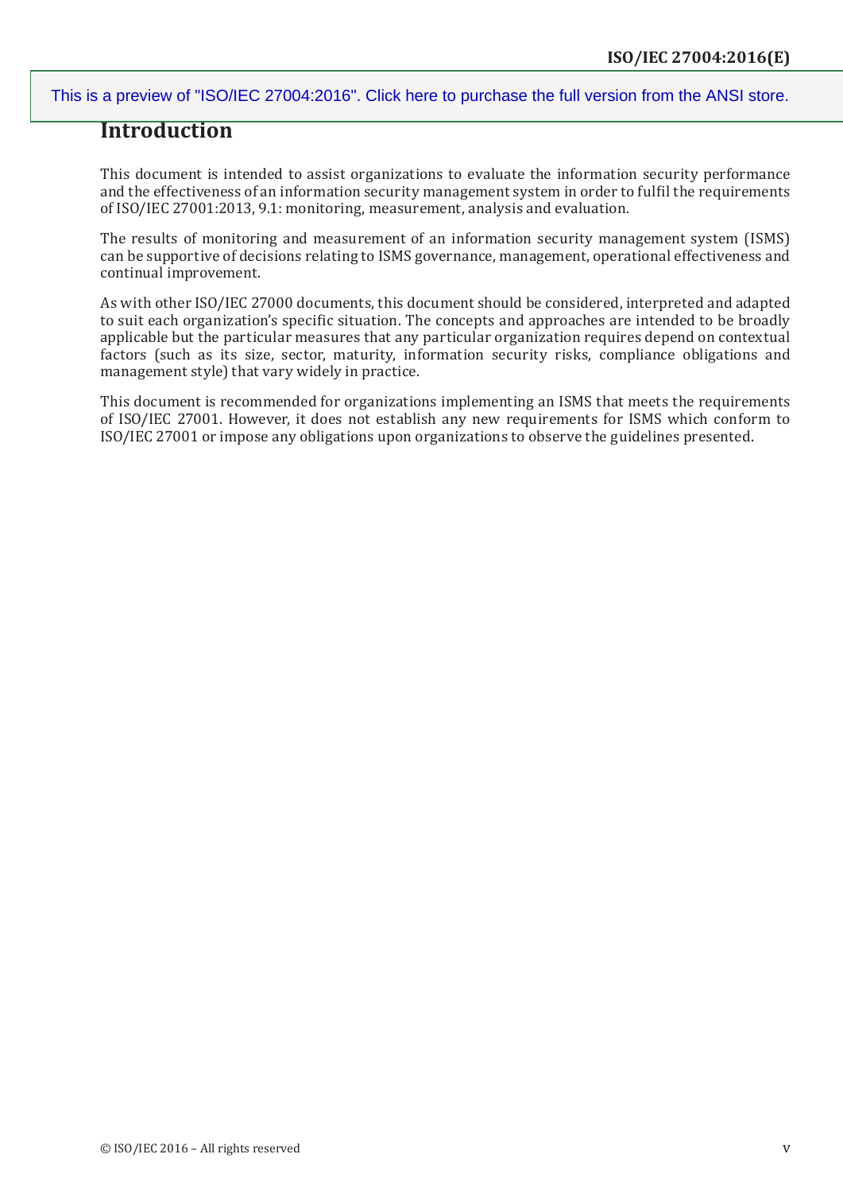## Introduction

This document is intended to assist organizations to evaluate the information security performance and the effectiveness of an information security management system in order to fulfil the requirements of ISO/IEC 27001:2013, 9.1: monitoring, measurement, analysis and evaluation.

The results of monitoring and measurement of an information security management system (ISMS) can be supportive of decisions relating to ISMS governance, management, operational effectiveness and continual improvement.

As with other ISO/IEC 27000 documents, this document should be considered, interpreted and adapted to suit each organization's specific situation. The concepts and approaches are intended to be broadly applicable but the particular measures that any particular organization requires depend on contextual factors (such as its size, sector, maturity, information security risks, compliance obligations and management style) that vary widely in practice.

This document is recommended for organizations implementing an ISMS that meets the requirements of ISO/IEC 27001. However, it does not establish any new requirements for ISMS which conform to ISO/IEC 27001 or impose any obligations upon organizations to observe the guidelines presented.